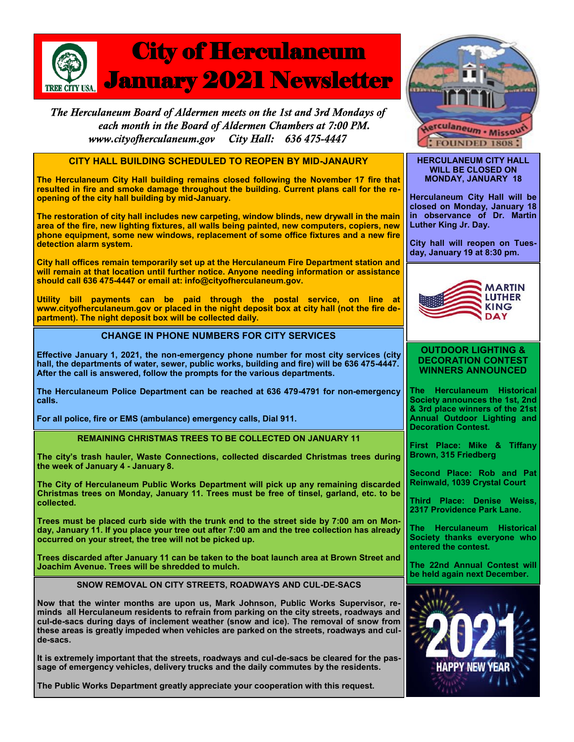# City of Herculaneum January 2021 Newsletter

*The Herculaneum Board of Aldermen meets on the 1st and 3rd Mondays of each month in the Board of Aldermen Chambers at 7:00 PM.*
*www.cityofherculaneum.gov City Hall: 636 475-4447*

## CITY HALL BUILDING SCHEDULED TO REOPEN BY MID-JANAURY

**The Herculaneum City Hall building remains closed following the November 17 fire that resulted in fire and smoke damage throughout the building. Current plans call for the re-opening of the city hall building by mid-January.**

**The restoration of city hall includes new carpeting, window blinds, new drywall in the main area of the fire, new lighting fixtures, all walls being painted, new computers, copiers, new phone equipment, some new windows, replacement of some office fixtures and a new fire detection alarm system.**

**City hall offices remain temporarily set up at the Herculaneum Fire Department station and will remain at that location until further notice. Anyone needing information or assistance should call 636 475-4447 or email at: info@cityofherculaneum.gov.**

**Utility bill payments can be paid through the postal service, on line at www.cityofherculaneum.gov or placed in the night deposit box at city hall (not the fire department). The night deposit box will be collected daily.**

## CHANGE IN PHONE NUMBERS FOR CITY SERVICES

**Effective January 1, 2021, the non-emergency phone number for most city services (city hall, the departments of water, sewer, public works, building and fire) will be 636 475-4447. After the call is answered, follow the prompts for the various departments.**

**The Herculaneum Police Department can be reached at 636 479-4791 for non-emergency calls.**

**For all police, fire or EMS (ambulance) emergency calls, Dial 911.**

## REMAINING CHRISTMAS TREES TO BE COLLECTED ON JANUARY 11

**The city's trash hauler, Waste Connections, collected discarded Christmas trees during the week of January 4 - January 8.**

**The City of Herculaneum Public Works Department will pick up any remaining discarded Christmas trees on Monday, January 11. Trees must be free of tinsel, garland, etc. to be collected.**

**Trees must be placed curb side with the trunk end to the street side by 7:00 am on Monday, January 11. If you place your tree out after 7:00 am and the tree collection has already occurred on your street, the tree will not be picked up.**

**Trees discarded after January 11 can be taken to the boat launch area at Brown Street and Joachim Avenue. Trees will be shredded to mulch.**

## SNOW REMOVAL ON CITY STREETS, ROADWAYS AND CUL-DE-SACS

**Now that the winter months are upon us, Mark Johnson, Public Works Supervisor, reminds all Herculaneum residents to refrain from parking on the city streets, roadways and cul-de-sacs during days of inclement weather (snow and ice). The removal of snow from these areas is greatly impeded when vehicles are parked on the streets, roadways and cul-de-sacs.**

**It is extremely important that the streets, roadways and cul-de-sacs be cleared for the passage of emergency vehicles, delivery trucks and the daily commutes by the residents.**

**The Public Works Department greatly appreciate your cooperation with this request.**

## HERCULANEUM CITY HALL WILL BE CLOSED ON MONDAY, JANUARY 18

**Herculaneum City Hall will be closed on Monday, January 18 in observance of Dr. Martin Luther King Jr. Day.**

**City hall will reopen on Tuesday, January 19 at 8:30 pm.**

## OUTDOOR LIGHTING & DECORATION CONTEST WINNERS ANNOUNCED

**The Herculaneum Historical Society announces the 1st, 2nd & 3rd place winners of the 21st Annual Outdoor Lighting and Decoration Contest.**

**First Place: Mike & Tiffany Brown, 315 Friedberg**

**Second Place: Rob and Pat Reinwald, 1039 Crystal Court**

**Third Place: Denise Weiss, 2317 Providence Park Lane.**

**The Herculaneum Historical Society thanks everyone who entered the contest.**

**The 22nd Annual Contest will be held again next December.**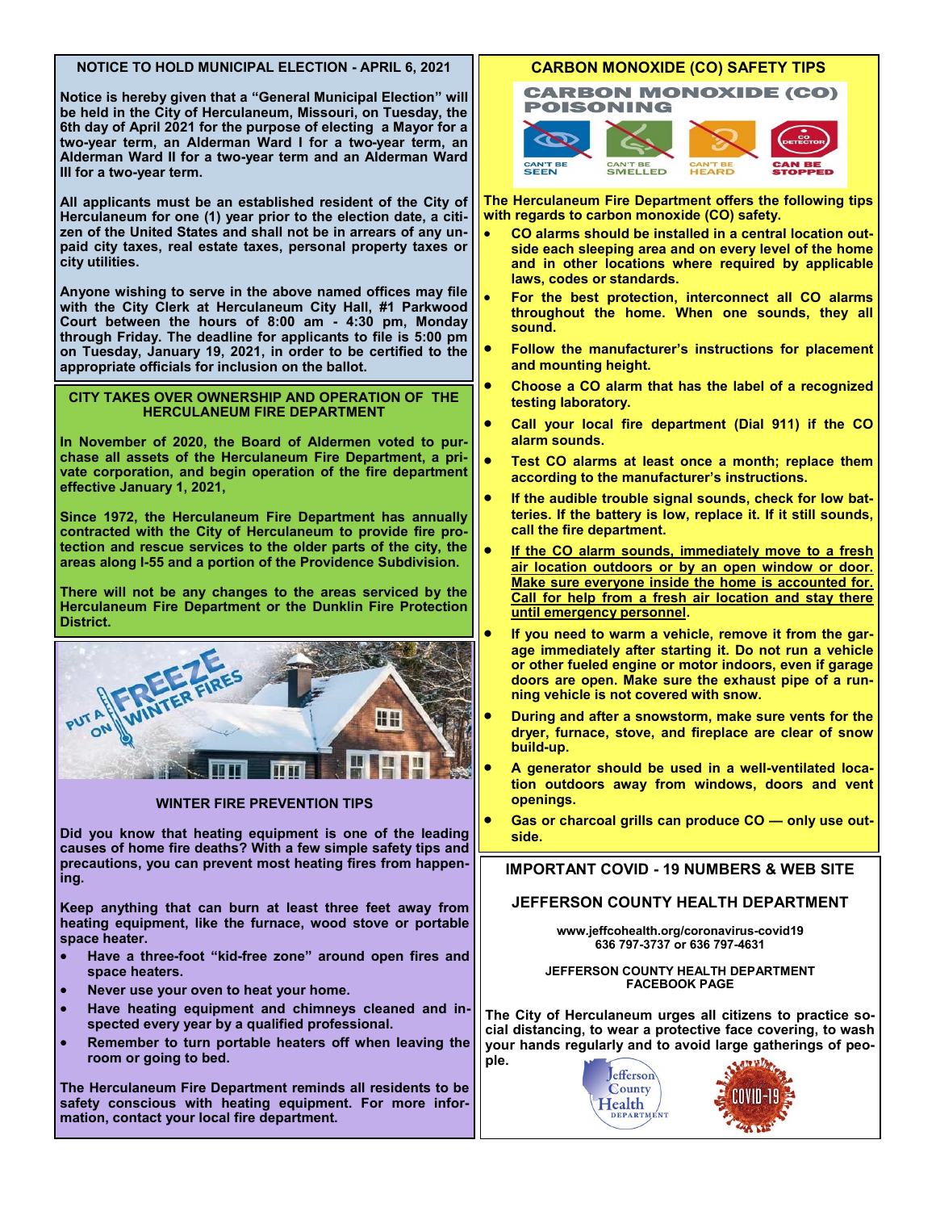## NOTICE TO HOLD MUNICIPAL ELECTION - APRIL 6, 2021

**Notice is hereby given that a "General Municipal Election" will be held in the City of Herculaneum, Missouri, on Tuesday, the 6th day of April 2021 for the purpose of electing a Mayor for a two-year term, an Alderman Ward I for a two-year term, an Alderman Ward II for a two-year term and an Alderman Ward III for a two-year term.**

**All applicants must be an established resident of the City of Herculaneum for one (1) year prior to the election date, a citizen of the United States and shall not be in arrears of any unpaid city taxes, real estate taxes, personal property taxes or city utilities.**

**Anyone wishing to serve in the above named offices may file with the City Clerk at Herculaneum City Hall, #1 Parkwood Court between the hours of 8:00 am - 4:30 pm, Monday through Friday. The deadline for applicants to file is 5:00 pm on Tuesday, January 19, 2021, in order to be certified to the appropriate officials for inclusion on the ballot.**

## CITY TAKES OVER OWNERSHIP AND OPERATION OF THE HERCULANEUM FIRE DEPARTMENT

**In November of 2020, the Board of Aldermen voted to purchase all assets of the Herculaneum Fire Department, a private corporation, and begin operation of the fire department effective January 1, 2021,**

**Since 1972, the Herculaneum Fire Department has annually contracted with the City of Herculaneum to provide fire protection and rescue services to the older parts of the city, the areas along I-55 and a portion of the Providence Subdivision.**

**There will not be any changes to the areas serviced by the Herculaneum Fire Department or the Dunklin Fire Protection District.**

PUT A FREEZE ON WINTER FIRES

## WINTER FIRE PREVENTION TIPS

**Did you know that heating equipment is one of the leading causes of home fire deaths? With a few simple safety tips and precautions, you can prevent most heating fires from happening.**

**Keep anything that can burn at least three feet away from heating equipment, like the furnace, wood stove or portable space heater.**

- **Have a three-foot "kid-free zone" around open fires and space heaters.**
- **Never use your oven to heat your home.**
- **Have heating equipment and chimneys cleaned and inspected every year by a qualified professional.**
- **Remember to turn portable heaters off when leaving the room or going to bed.**

**The Herculaneum Fire Department reminds all residents to be safety conscious with heating equipment. For more information, contact your local fire department.**

## CARBON MONOXIDE (CO) SAFETY TIPS

CARBON MONOXIDE (CO) POISONING

CAN'T BE SEEN | CAN'T BE SMELLED | CAN'T BE HEARD | CAN BE STOPPED

**The Herculaneum Fire Department offers the following tips with regards to carbon monoxide (CO) safety.**

- **CO alarms should be installed in a central location outside each sleeping area and on every level of the home and in other locations where required by applicable laws, codes or standards.**
- **For the best protection, interconnect all CO alarms throughout the home. When one sounds, they all sound.**
- **Follow the manufacturer's instructions for placement and mounting height.**
- **Choose a CO alarm that has the label of a recognized testing laboratory.**
- **Call your local fire department (Dial 911) if the CO alarm sounds.**
- **Test CO alarms at least once a month; replace them according to the manufacturer's instructions.**
- **If the audible trouble signal sounds, check for low batteries. If the battery is low, replace it. If it still sounds, call the fire department.**
- **<u>If the CO alarm sounds, immediately move to a fresh air location outdoors or by an open window or door. Make sure everyone inside the home is accounted for. Call for help from a fresh air location and stay there until emergency personnel</u>.**
- **If you need to warm a vehicle, remove it from the garage immediately after starting it. Do not run a vehicle or other fueled engine or motor indoors, even if garage doors are open. Make sure the exhaust pipe of a running vehicle is not covered with snow.**
- **During and after a snowstorm, make sure vents for the dryer, furnace, stove, and fireplace are clear of snow build-up.**
- **A generator should be used in a well-ventilated location outdoors away from windows, doors and vent openings.**
- **Gas or charcoal grills can produce CO — only use outside.**

## IMPORTANT COVID - 19 NUMBERS & WEB SITE

## JEFFERSON COUNTY HEALTH DEPARTMENT

**www.jeffcohealth.org/coronavirus-covid19**
**636 797-3737 or 636 797-4631**

**JEFFERSON COUNTY HEALTH DEPARTMENT FACEBOOK PAGE**

**The City of Herculaneum urges all citizens to practice social distancing, to wear a protective face covering, to wash your hands regularly and to avoid large gatherings of people.**

Jefferson County Health Department

COVID-19